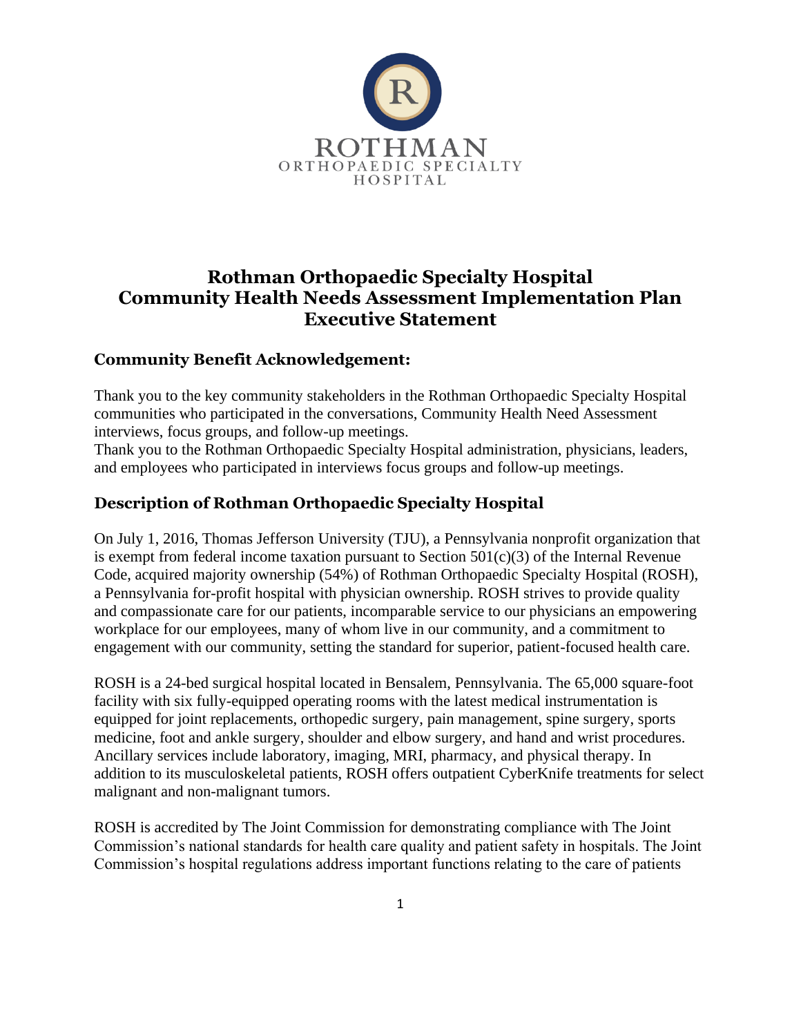ROTHMAN
ORTHOPAEDIC SPECIALTY
HOSPITAL

# Rothman Orthopaedic Specialty Hospital Community Health Needs Assessment Implementation Plan Executive Statement

## Community Benefit Acknowledgement:

Thank you to the key community stakeholders in the Rothman Orthopaedic Specialty Hospital communities who participated in the conversations, Community Health Need Assessment interviews, focus groups, and follow-up meetings.
Thank you to the Rothman Orthopaedic Specialty Hospital administration, physicians, leaders, and employees who participated in interviews focus groups and follow-up meetings.

## Description of Rothman Orthopaedic Specialty Hospital

On July 1, 2016, Thomas Jefferson University (TJU), a Pennsylvania nonprofit organization that is exempt from federal income taxation pursuant to Section 501(c)(3) of the Internal Revenue Code, acquired majority ownership (54%) of Rothman Orthopaedic Specialty Hospital (ROSH), a Pennsylvania for-profit hospital with physician ownership. ROSH strives to provide quality and compassionate care for our patients, incomparable service to our physicians an empowering workplace for our employees, many of whom live in our community, and a commitment to engagement with our community, setting the standard for superior, patient-focused health care.

ROSH is a 24-bed surgical hospital located in Bensalem, Pennsylvania. The 65,000 square-foot facility with six fully-equipped operating rooms with the latest medical instrumentation is equipped for joint replacements, orthopedic surgery, pain management, spine surgery, sports medicine, foot and ankle surgery, shoulder and elbow surgery, and hand and wrist procedures. Ancillary services include laboratory, imaging, MRI, pharmacy, and physical therapy. In addition to its musculoskeletal patients, ROSH offers outpatient CyberKnife treatments for select malignant and non-malignant tumors.

ROSH is accredited by The Joint Commission for demonstrating compliance with The Joint Commission's national standards for health care quality and patient safety in hospitals. The Joint Commission's hospital regulations address important functions relating to the care of patients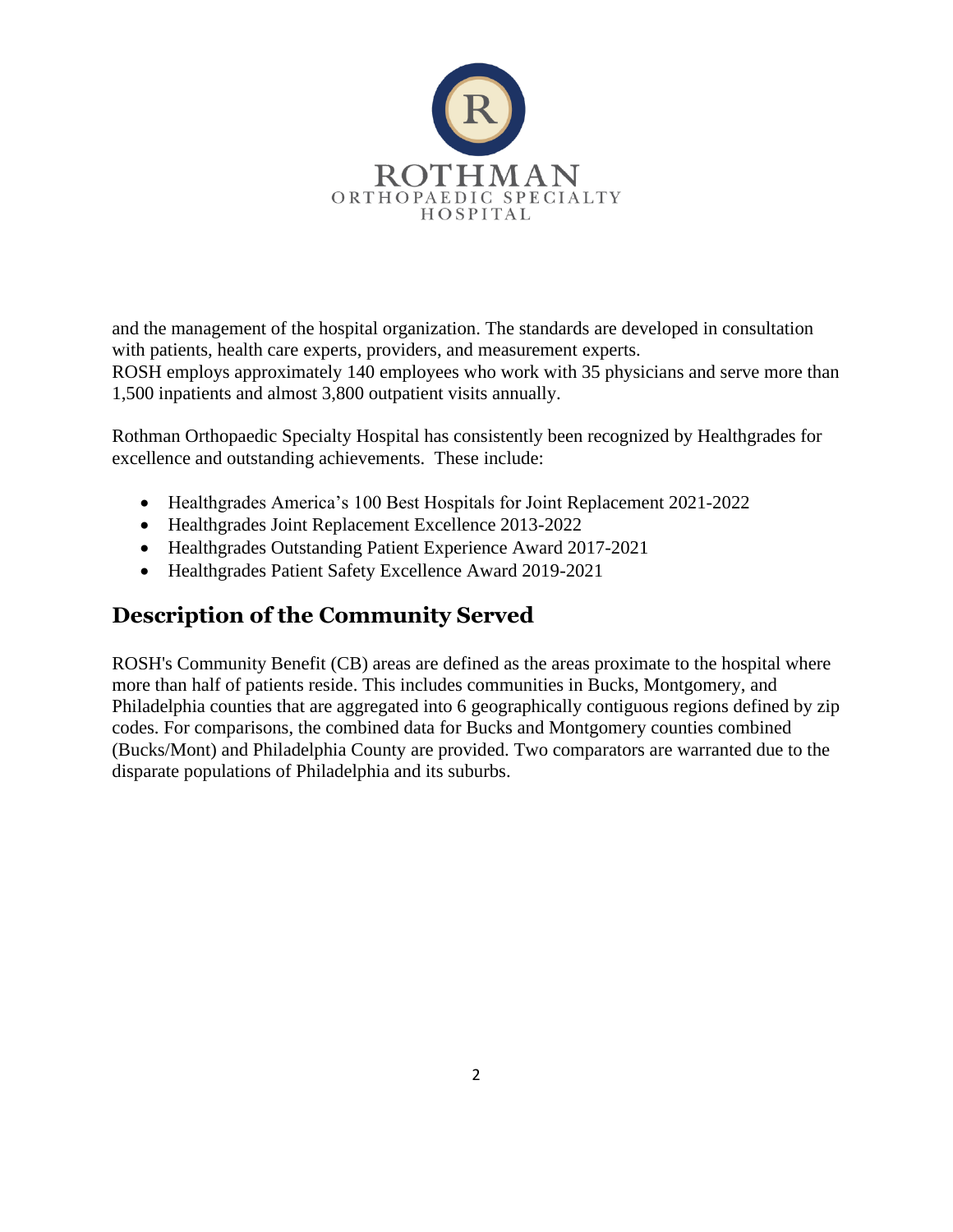and the management of the hospital organization. The standards are developed in consultation with patients, health care experts, providers, and measurement experts.
ROSH employs approximately 140 employees who work with 35 physicians and serve more than 1,500 inpatients and almost 3,800 outpatient visits annually.

Rothman Orthopaedic Specialty Hospital has consistently been recognized by Healthgrades for excellence and outstanding achievements. These include:

- Healthgrades America's 100 Best Hospitals for Joint Replacement 2021-2022
- Healthgrades Joint Replacement Excellence 2013-2022
- Healthgrades Outstanding Patient Experience Award 2017-2021
- Healthgrades Patient Safety Excellence Award 2019-2021

## Description of the Community Served

ROSH's Community Benefit (CB) areas are defined as the areas proximate to the hospital where more than half of patients reside. This includes communities in Bucks, Montgomery, and Philadelphia counties that are aggregated into 6 geographically contiguous regions defined by zip codes. For comparisons, the combined data for Bucks and Montgomery counties combined (Bucks/Mont) and Philadelphia County are provided. Two comparators are warranted due to the disparate populations of Philadelphia and its suburbs.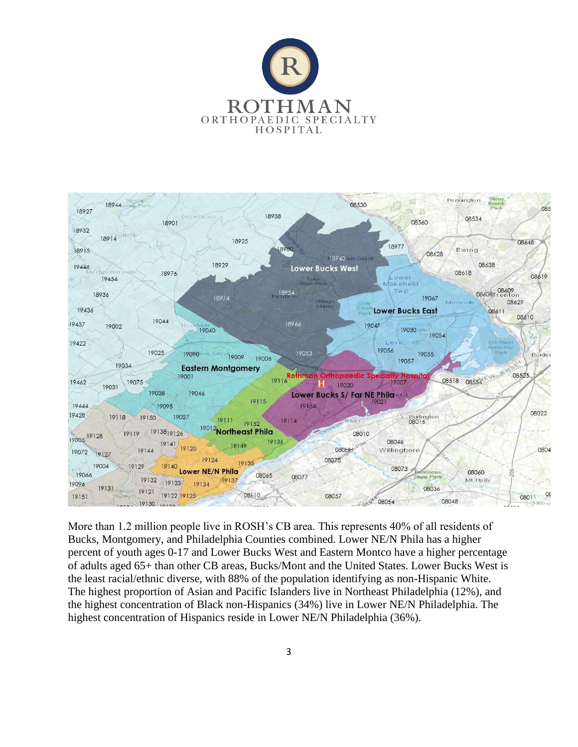More than 1.2 million people live in ROSH's CB area. This represents 40% of all residents of Bucks, Montgomery, and Philadelphia Counties combined. Lower NE/N Phila has a higher percent of youth ages 0-17 and Lower Bucks West and Eastern Montco have a higher percentage of adults aged 65+ than other CB areas, Bucks/Mont and the United States. Lower Bucks West is the least racial/ethnic diverse, with 88% of the population identifying as non-Hispanic White. The highest proportion of Asian and Pacific Islanders live in Northeast Philadelphia (12%), and the highest concentration of Black non-Hispanics (34%) live in Lower NE/N Philadelphia. The highest concentration of Hispanics reside in Lower NE/N Philadelphia (36%).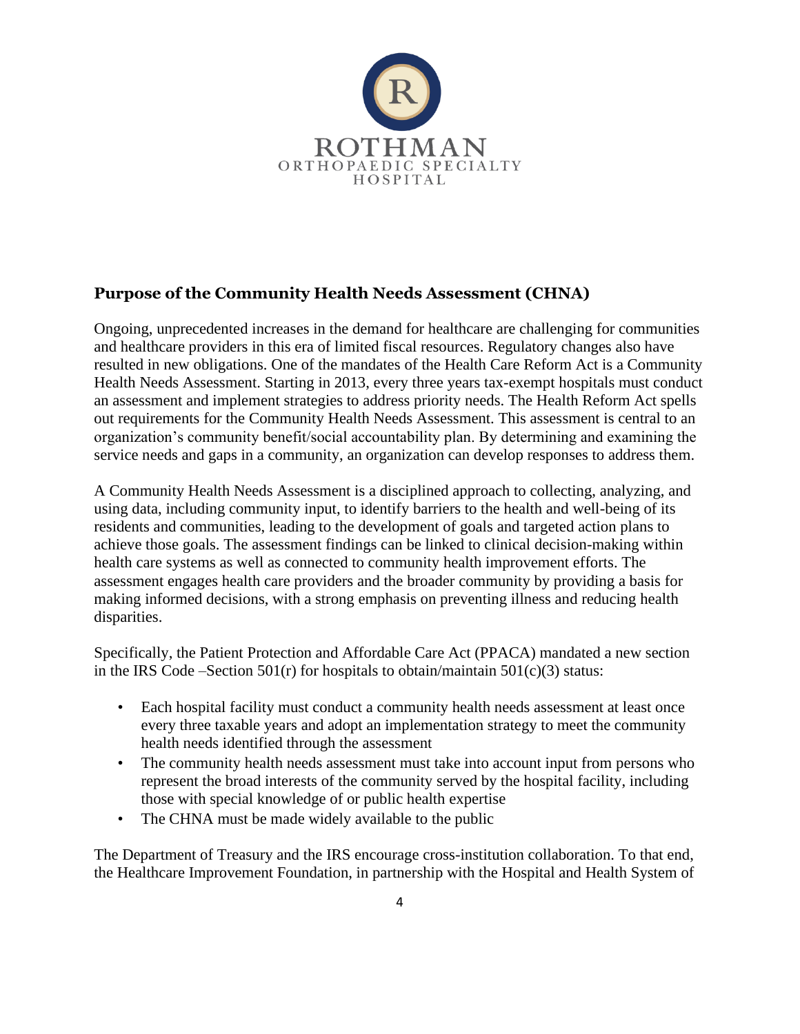## Purpose of the Community Health Needs Assessment (CHNA)

Ongoing, unprecedented increases in the demand for healthcare are challenging for communities and healthcare providers in this era of limited fiscal resources. Regulatory changes also have resulted in new obligations. One of the mandates of the Health Care Reform Act is a Community Health Needs Assessment. Starting in 2013, every three years tax-exempt hospitals must conduct an assessment and implement strategies to address priority needs. The Health Reform Act spells out requirements for the Community Health Needs Assessment. This assessment is central to an organization's community benefit/social accountability plan. By determining and examining the service needs and gaps in a community, an organization can develop responses to address them.

A Community Health Needs Assessment is a disciplined approach to collecting, analyzing, and using data, including community input, to identify barriers to the health and well-being of its residents and communities, leading to the development of goals and targeted action plans to achieve those goals. The assessment findings can be linked to clinical decision-making within health care systems as well as connected to community health improvement efforts. The assessment engages health care providers and the broader community by providing a basis for making informed decisions, with a strong emphasis on preventing illness and reducing health disparities.

Specifically, the Patient Protection and Affordable Care Act (PPACA) mandated a new section in the IRS Code –Section 501(r) for hospitals to obtain/maintain 501(c)(3) status:

- Each hospital facility must conduct a community health needs assessment at least once every three taxable years and adopt an implementation strategy to meet the community health needs identified through the assessment
- The community health needs assessment must take into account input from persons who represent the broad interests of the community served by the hospital facility, including those with special knowledge of or public health expertise
- The CHNA must be made widely available to the public

The Department of Treasury and the IRS encourage cross-institution collaboration. To that end, the Healthcare Improvement Foundation, in partnership with the Hospital and Health System of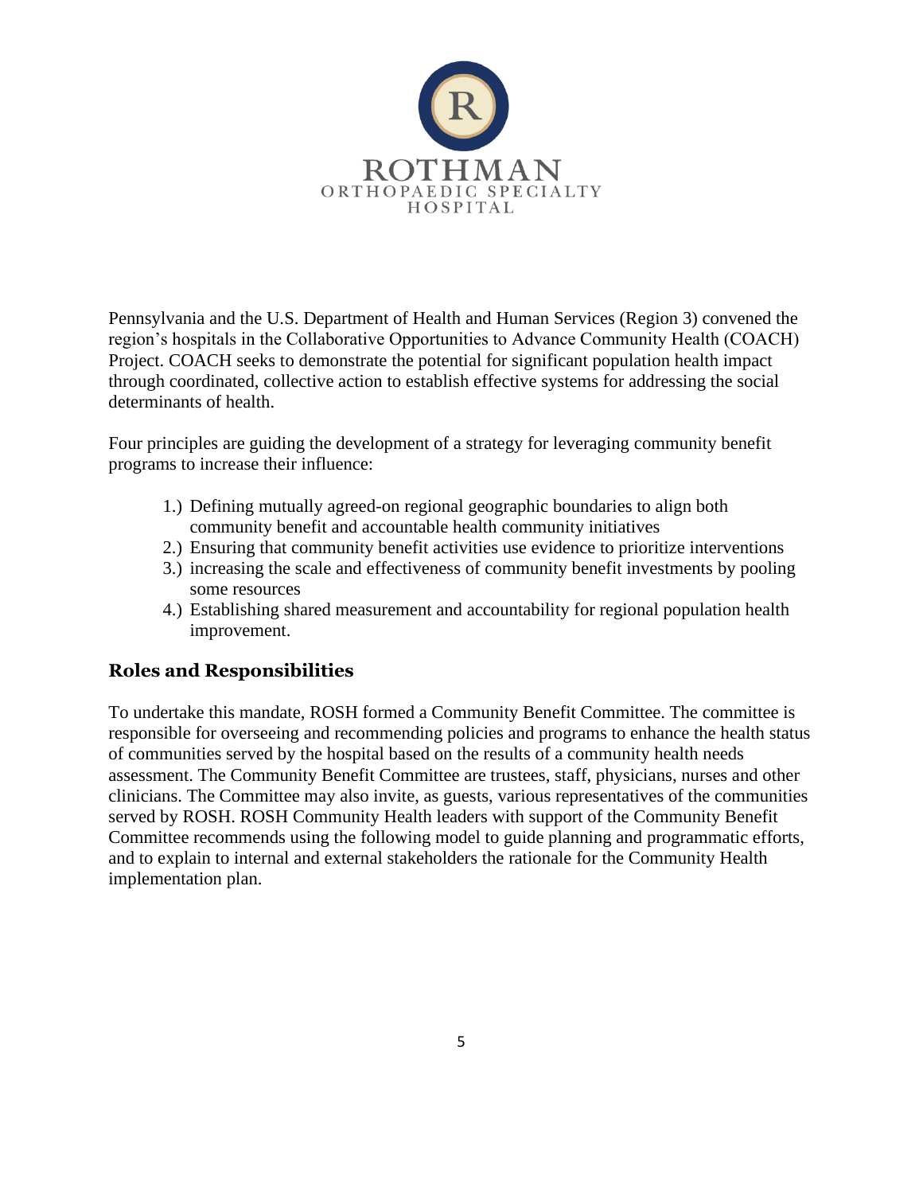Pennsylvania and the U.S. Department of Health and Human Services (Region 3) convened the region's hospitals in the Collaborative Opportunities to Advance Community Health (COACH) Project. COACH seeks to demonstrate the potential for significant population health impact through coordinated, collective action to establish effective systems for addressing the social determinants of health.

Four principles are guiding the development of a strategy for leveraging community benefit programs to increase their influence:

1.) Defining mutually agreed-on regional geographic boundaries to align both community benefit and accountable health community initiatives
2.) Ensuring that community benefit activities use evidence to prioritize interventions
3.) increasing the scale and effectiveness of community benefit investments by pooling some resources
4.) Establishing shared measurement and accountability for regional population health improvement.

## Roles and Responsibilities

To undertake this mandate, ROSH formed a Community Benefit Committee. The committee is responsible for overseeing and recommending policies and programs to enhance the health status of communities served by the hospital based on the results of a community health needs assessment. The Community Benefit Committee are trustees, staff, physicians, nurses and other clinicians. The Committee may also invite, as guests, various representatives of the communities served by ROSH. ROSH Community Health leaders with support of the Community Benefit Committee recommends using the following model to guide planning and programmatic efforts, and to explain to internal and external stakeholders the rationale for the Community Health implementation plan.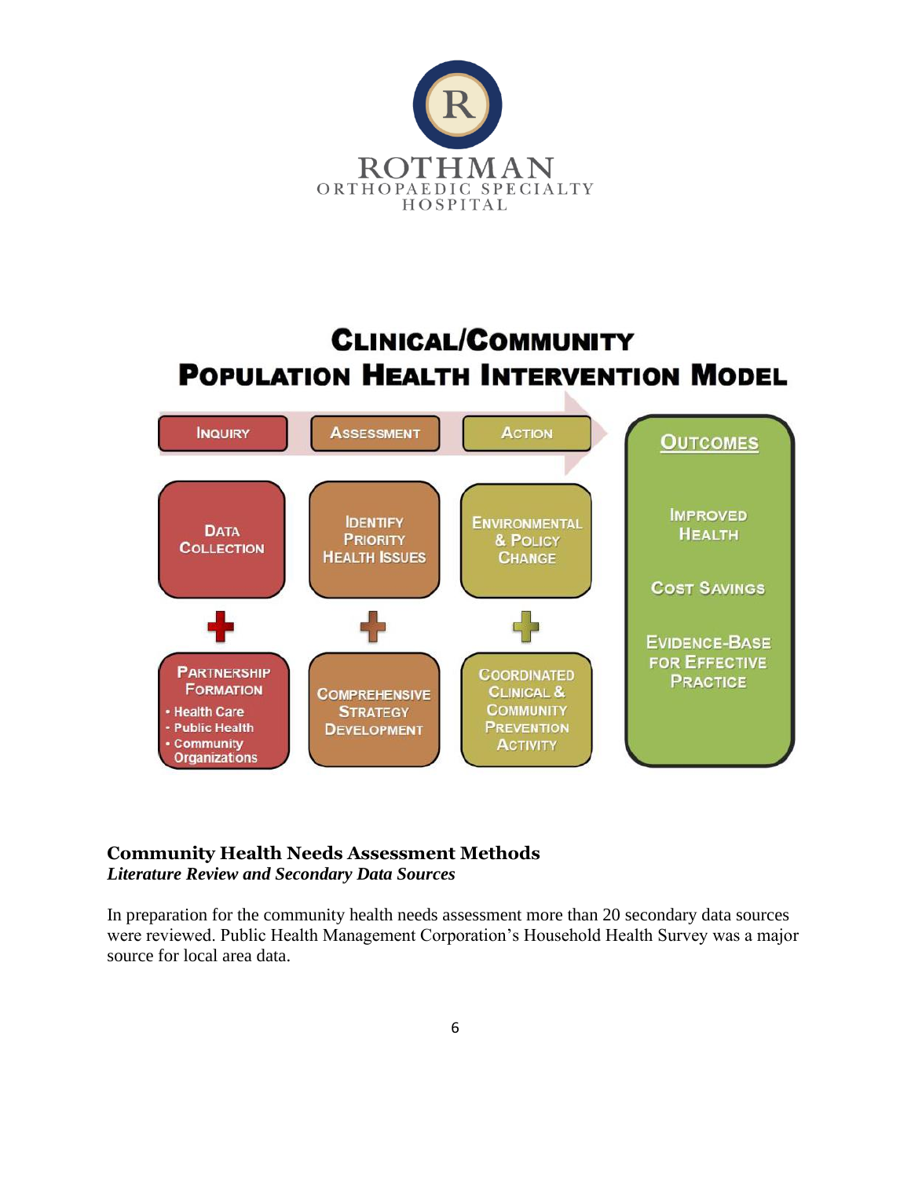ROTHMAN ORTHOPAEDIC SPECIALTY HOSPITAL

## Clinical/Community Population Health Intervention Model

| Inquiry | Assessment | Action | Outcomes |
|---|---|---|---|
| Data Collection | Identify Priority Health Issues | Environmental & Policy Change | Improved Health |
| + | + | + | Cost Savings |
| Partnership Formation<br>• Health Care<br>• Public Health<br>• Community Organizations | Comprehensive Strategy Development | Coordinated Clinical & Community Prevention Activity | Evidence-Base for Effective Practice |

## Community Health Needs Assessment Methods

***Literature Review and Secondary Data Sources***

In preparation for the community health needs assessment more than 20 secondary data sources were reviewed. Public Health Management Corporation's Household Health Survey was a major source for local area data.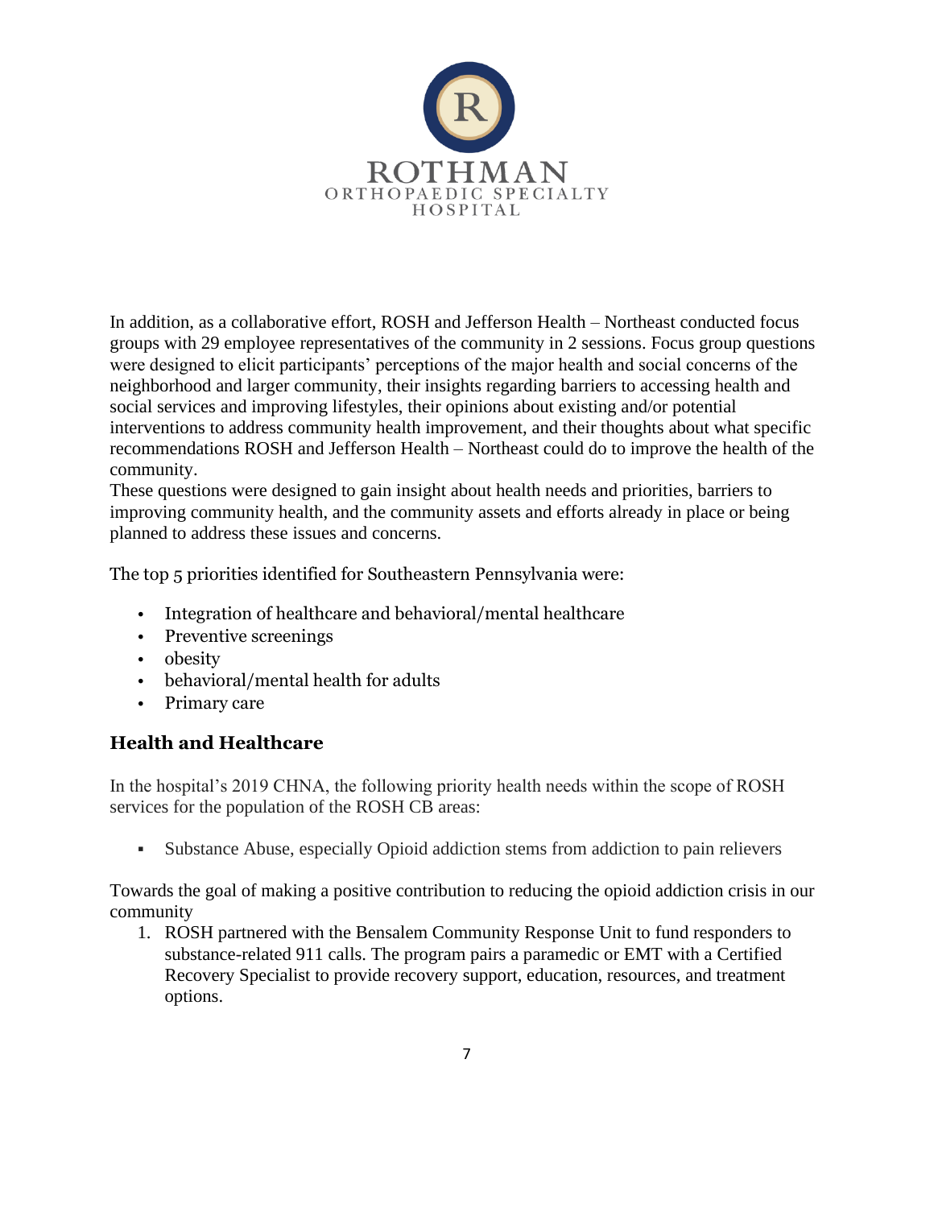In addition, as a collaborative effort, ROSH and Jefferson Health – Northeast conducted focus groups with 29 employee representatives of the community in 2 sessions. Focus group questions were designed to elicit participants' perceptions of the major health and social concerns of the neighborhood and larger community, their insights regarding barriers to accessing health and social services and improving lifestyles, their opinions about existing and/or potential interventions to address community health improvement, and their thoughts about what specific recommendations ROSH and Jefferson Health – Northeast could do to improve the health of the community.
These questions were designed to gain insight about health needs and priorities, barriers to improving community health, and the community assets and efforts already in place or being planned to address these issues and concerns.

The top 5 priorities identified for Southeastern Pennsylvania were:

- Integration of healthcare and behavioral/mental healthcare
- Preventive screenings
- obesity
- behavioral/mental health for adults
- Primary care

## Health and Healthcare

In the hospital's 2019 CHNA, the following priority health needs within the scope of ROSH services for the population of the ROSH CB areas:

- Substance Abuse, especially Opioid addiction stems from addiction to pain relievers

Towards the goal of making a positive contribution to reducing the opioid addiction crisis in our community

1. ROSH partnered with the Bensalem Community Response Unit to fund responders to substance-related 911 calls. The program pairs a paramedic or EMT with a Certified Recovery Specialist to provide recovery support, education, resources, and treatment options.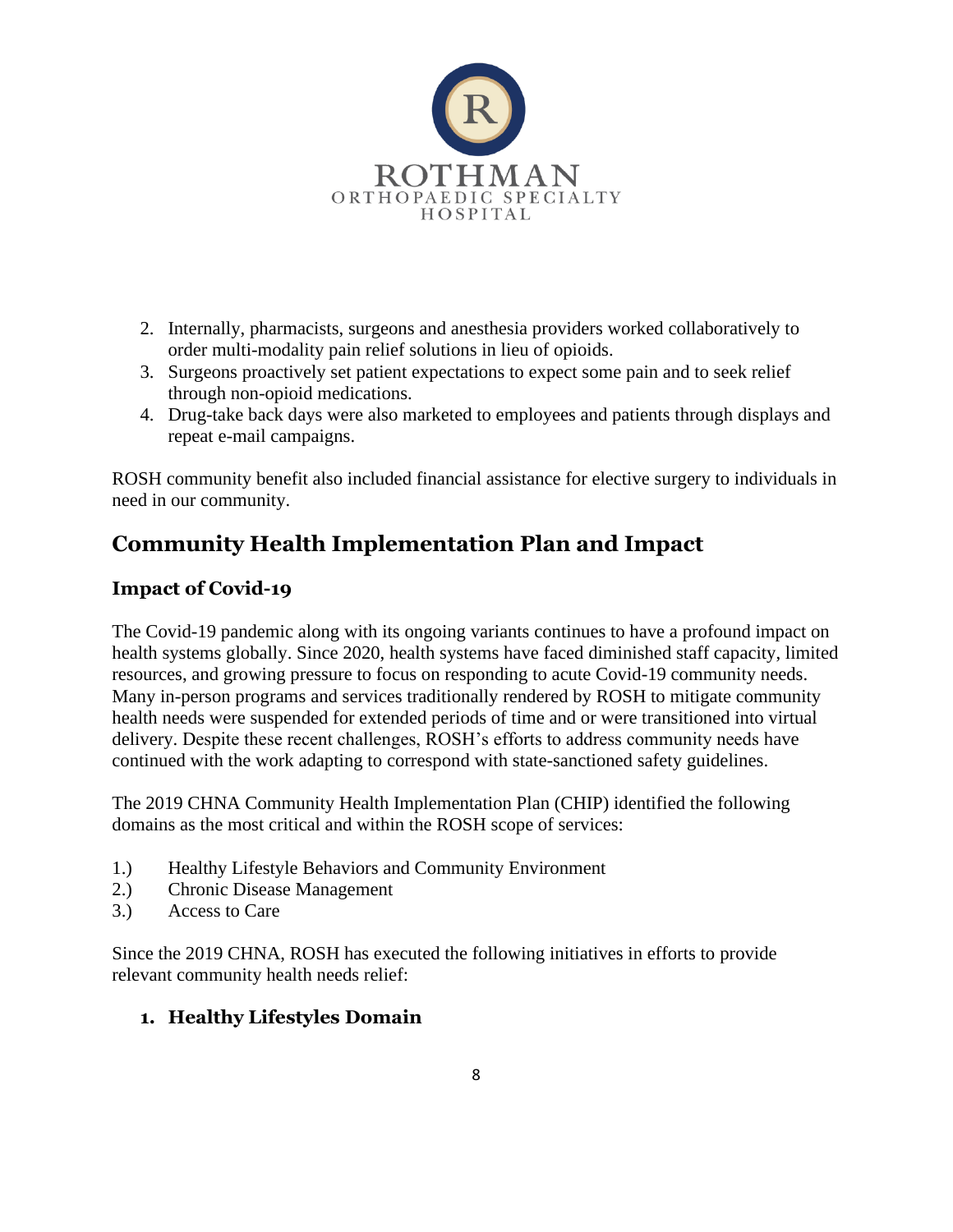2. Internally, pharmacists, surgeons and anesthesia providers worked collaboratively to order multi-modality pain relief solutions in lieu of opioids.
3. Surgeons proactively set patient expectations to expect some pain and to seek relief through non-opioid medications.
4. Drug-take back days were also marketed to employees and patients through displays and repeat e-mail campaigns.

ROSH community benefit also included financial assistance for elective surgery to individuals in need in our community.

## Community Health Implementation Plan and Impact

### Impact of Covid-19

The Covid-19 pandemic along with its ongoing variants continues to have a profound impact on health systems globally. Since 2020, health systems have faced diminished staff capacity, limited resources, and growing pressure to focus on responding to acute Covid-19 community needs. Many in-person programs and services traditionally rendered by ROSH to mitigate community health needs were suspended for extended periods of time and or were transitioned into virtual delivery. Despite these recent challenges, ROSH's efforts to address community needs have continued with the work adapting to correspond with state-sanctioned safety guidelines.

The 2019 CHNA Community Health Implementation Plan (CHIP) identified the following domains as the most critical and within the ROSH scope of services:

1.) Healthy Lifestyle Behaviors and Community Environment
2.) Chronic Disease Management
3.) Access to Care

Since the 2019 CHNA, ROSH has executed the following initiatives in efforts to provide relevant community health needs relief:

### 1. Healthy Lifestyles Domain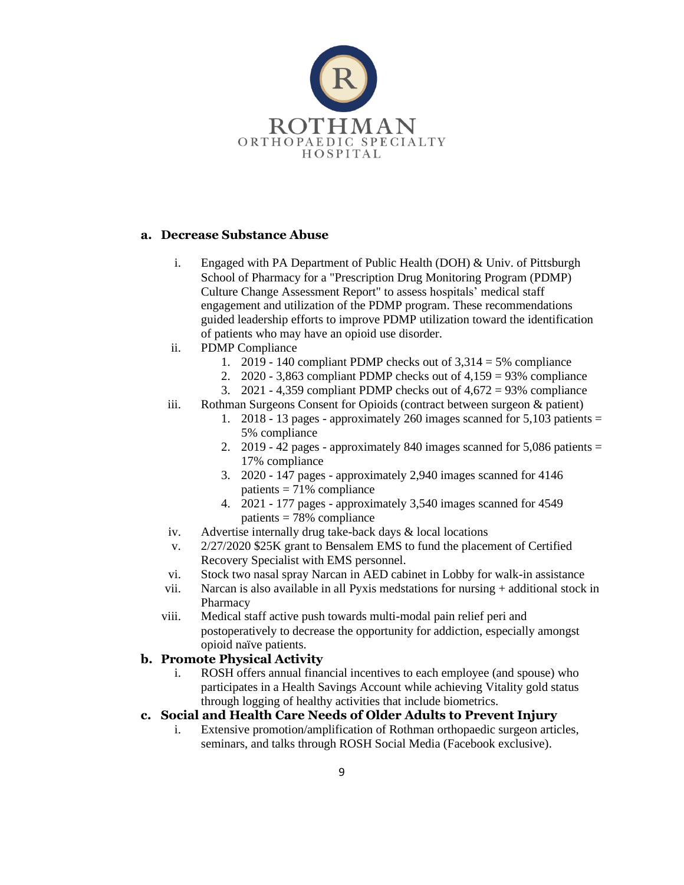# ROTHMAN ORTHOPAEDIC SPECIALTY HOSPITAL

**a. Decrease Substance Abuse**

i. Engaged with PA Department of Public Health (DOH) & Univ. of Pittsburgh School of Pharmacy for a "Prescription Drug Monitoring Program (PDMP) Culture Change Assessment Report" to assess hospitals' medical staff engagement and utilization of the PDMP program. These recommendations guided leadership efforts to improve PDMP utilization toward the identification of patients who may have an opioid use disorder.

ii. PDMP Compliance

1. 2019 - 140 compliant PDMP checks out of 3,314 = 5% compliance
2. 2020 - 3,863 compliant PDMP checks out of 4,159 = 93% compliance
3. 2021 - 4,359 compliant PDMP checks out of 4,672 = 93% compliance

iii. Rothman Surgeons Consent for Opioids (contract between surgeon & patient)

1. 2018 - 13 pages - approximately 260 images scanned for 5,103 patients = 5% compliance
2. 2019 - 42 pages - approximately 840 images scanned for 5,086 patients = 17% compliance
3. 2020 - 147 pages - approximately 2,940 images scanned for 4146 patients = 71% compliance
4. 2021 - 177 pages - approximately 3,540 images scanned for 4549 patients = 78% compliance

iv. Advertise internally drug take-back days & local locations

v. 2/27/2020 $25K grant to Bensalem EMS to fund the placement of Certified Recovery Specialist with EMS personnel.

vi. Stock two nasal spray Narcan in AED cabinet in Lobby for walk-in assistance

vii. Narcan is also available in all Pyxis medstations for nursing + additional stock in Pharmacy

viii. Medical staff active push towards multi-modal pain relief peri and postoperatively to decrease the opportunity for addiction, especially amongst opioid naïve patients.

**b. Promote Physical Activity**

i. ROSH offers annual financial incentives to each employee (and spouse) who participates in a Health Savings Account while achieving Vitality gold status through logging of healthy activities that include biometrics.

**c. Social and Health Care Needs of Older Adults to Prevent Injury**

i. Extensive promotion/amplification of Rothman orthopaedic surgeon articles, seminars, and talks through ROSH Social Media (Facebook exclusive).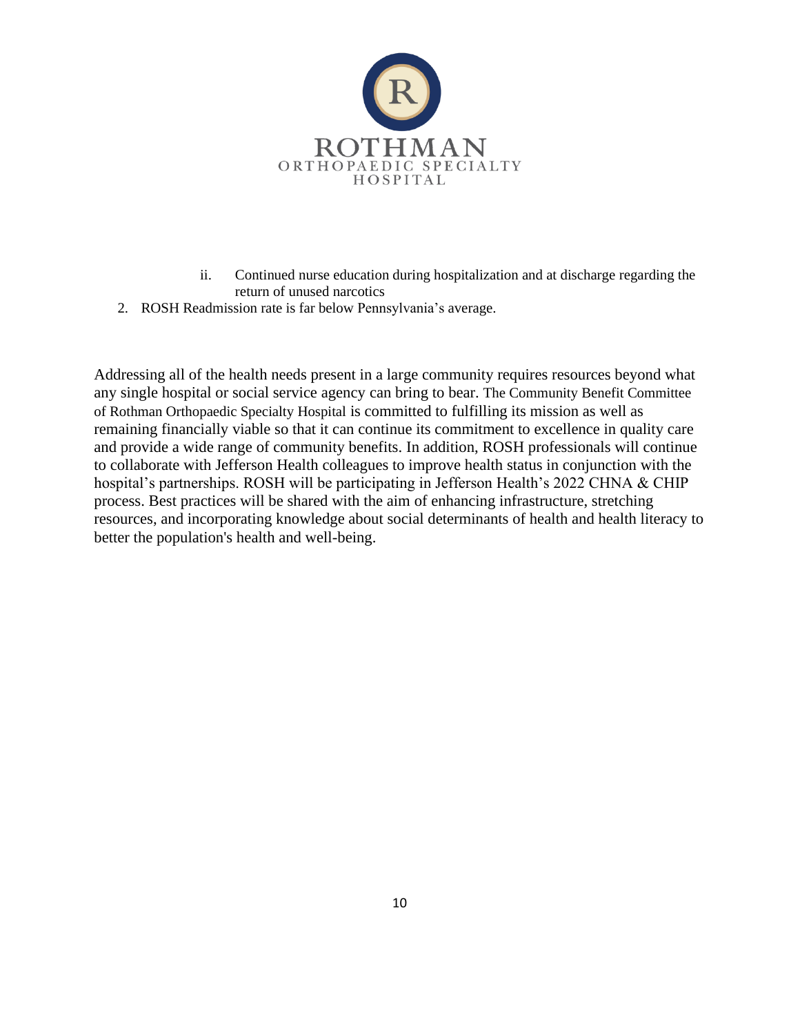ii. Continued nurse education during hospitalization and at discharge regarding the return of unused narcotics

2. ROSH Readmission rate is far below Pennsylvania's average.

Addressing all of the health needs present in a large community requires resources beyond what any single hospital or social service agency can bring to bear. The Community Benefit Committee of Rothman Orthopaedic Specialty Hospital is committed to fulfilling its mission as well as remaining financially viable so that it can continue its commitment to excellence in quality care and provide a wide range of community benefits. In addition, ROSH professionals will continue to collaborate with Jefferson Health colleagues to improve health status in conjunction with the hospital's partnerships. ROSH will be participating in Jefferson Health's 2022 CHNA & CHIP process. Best practices will be shared with the aim of enhancing infrastructure, stretching resources, and incorporating knowledge about social determinants of health and health literacy to better the population's health and well-being.